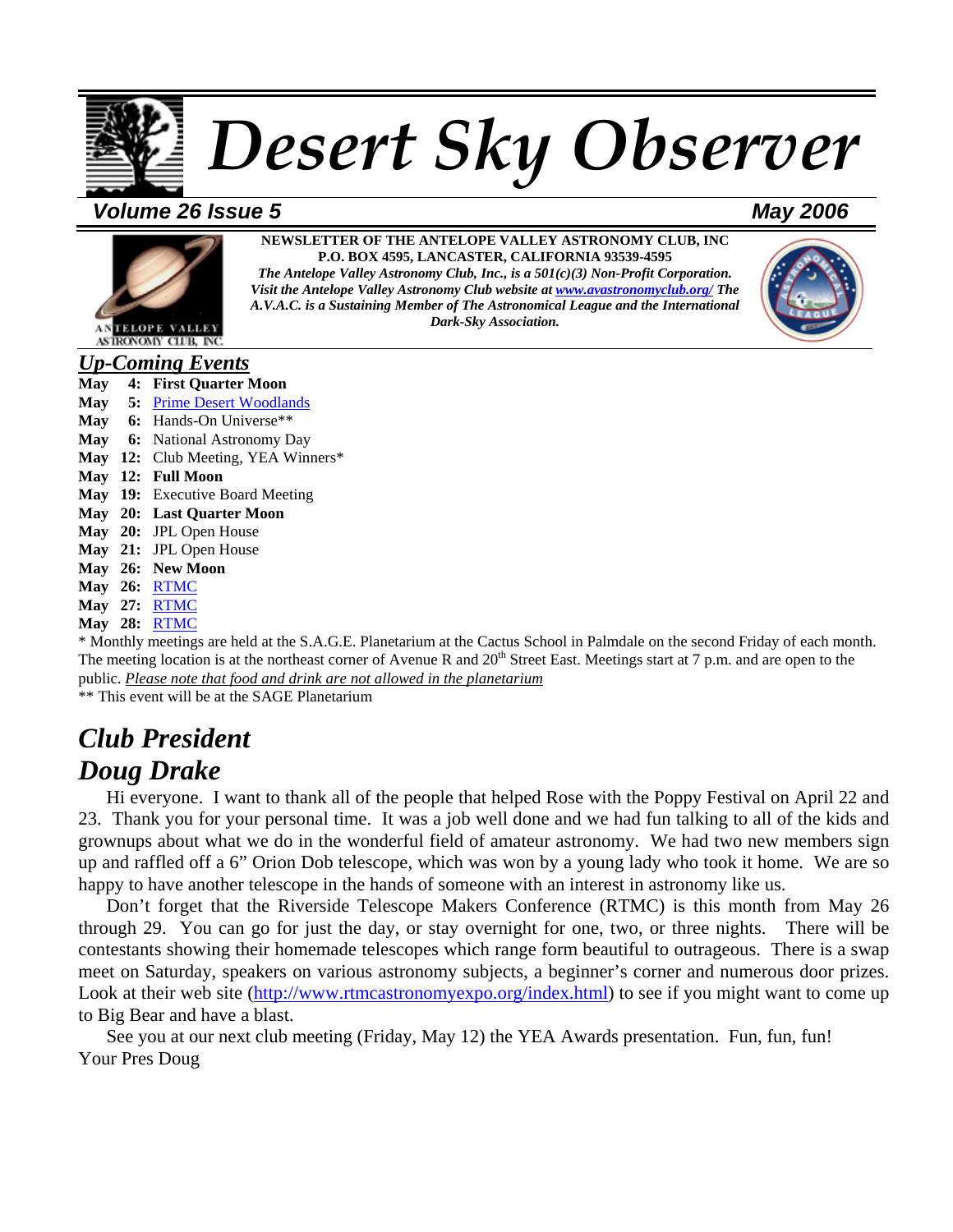# Desert Sky Observer

***Volume 26 Issue 5*** ***May 2006***

**NEWSLETTER OF THE ANTELOPE VALLEY ASTRONOMY CLUB, INC**
**P.O. BOX 4595, LANCASTER, CALIFORNIA 93539-4595**
***The Antelope Valley Astronomy Club, Inc., is a 501(c)(3) Non-Profit Corporation.***
***Visit the Antelope Valley Astronomy Club website at [www.avastronomyclub.org/](www.avastronomyclub.org/) The A.V.A.C. is a Sustaining Member of The Astronomical League and the International Dark-Sky Association.***

## *Up-Coming Events*

**May 4:** **First Quarter Moon**
**May 5:** Prime Desert Woodlands
**May 6:** Hands-On Universe**
**May 6:** National Astronomy Day
**May 12:** Club Meeting, YEA Winners*
**May 12:** **Full Moon**
**May 19:** Executive Board Meeting
**May 20:** **Last Quarter Moon**
**May 20:** JPL Open House
**May 21:** JPL Open House
**May 26:** **New Moon**
**May 26:** RTMC
**May 27:** RTMC
**May 28:** RTMC

* Monthly meetings are held at the S.A.G.E. Planetarium at the Cactus School in Palmdale on the second Friday of each month. The meeting location is at the northeast corner of Avenue R and 20th Street East. Meetings start at 7 p.m. and are open to the public. *Please note that food and drink are not allowed in the planetarium*

** This event will be at the SAGE Planetarium

## *Club President Doug Drake*

Hi everyone. I want to thank all of the people that helped Rose with the Poppy Festival on April 22 and 23. Thank you for your personal time. It was a job well done and we had fun talking to all of the kids and grownups about what we do in the wonderful field of amateur astronomy. We had two new members sign up and raffled off a 6" Orion Dob telescope, which was won by a young lady who took it home. We are so happy to have another telescope in the hands of someone with an interest in astronomy like us.

Don't forget that the Riverside Telescope Makers Conference (RTMC) is this month from May 26 through 29. You can go for just the day, or stay overnight for one, two, or three nights. There will be contestants showing their homemade telescopes which range form beautiful to outrageous. There is a swap meet on Saturday, speakers on various astronomy subjects, a beginner's corner and numerous door prizes. Look at their web site (http://www.rtmcastronomyexpo.org/index.html) to see if you might want to come up to Big Bear and have a blast.

See you at our next club meeting (Friday, May 12) the YEA Awards presentation. Fun, fun, fun!

Your Pres Doug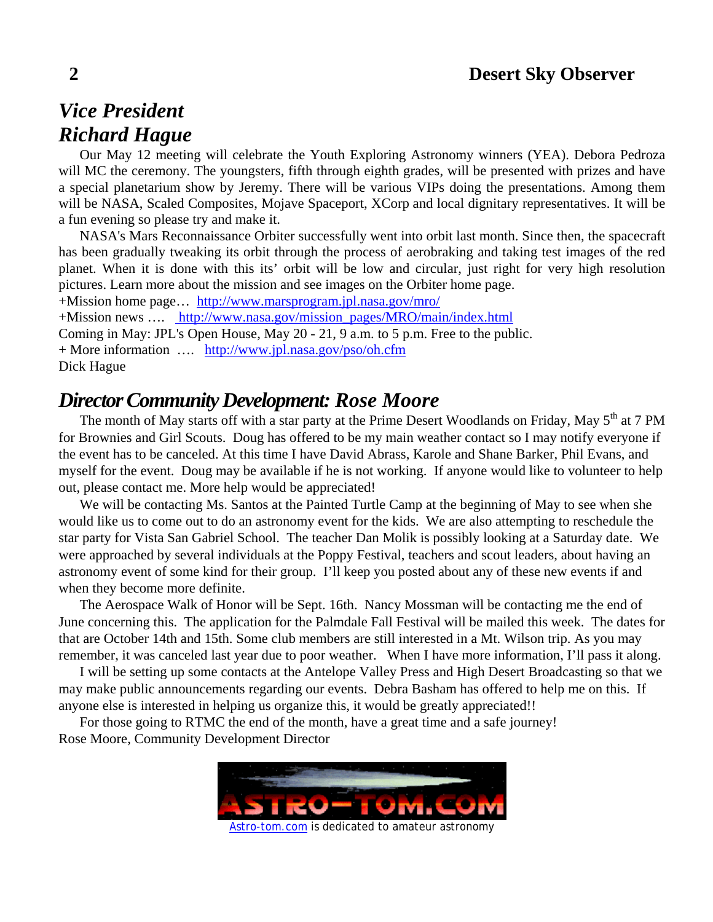## *Vice President Richard Hague*

Our May 12 meeting will celebrate the Youth Exploring Astronomy winners (YEA). Debora Pedroza will MC the ceremony. The youngsters, fifth through eighth grades, will be presented with prizes and have a special planetarium show by Jeremy. There will be various VIPs doing the presentations. Among them will be NASA, Scaled Composites, Mojave Spaceport, XCorp and local dignitary representatives. It will be a fun evening so please try and make it.

NASA's Mars Reconnaissance Orbiter successfully went into orbit last month. Since then, the spacecraft has been gradually tweaking its orbit through the process of aerobraking and taking test images of the red planet. When it is done with this its' orbit will be low and circular, just right for very high resolution pictures. Learn more about the mission and see images on the Orbiter home page.

+Mission home page… http://www.marsprogram.jpl.nasa.gov/mro/

+Mission news …. http://www.nasa.gov/mission_pages/MRO/main/index.html

Coming in May: JPL's Open House, May 20 - 21, 9 a.m. to 5 p.m. Free to the public.

\+ More information …. http://www.jpl.nasa.gov/pso/oh.cfm

Dick Hague

## *Director Community Development: Rose Moore*

The month of May starts off with a star party at the Prime Desert Woodlands on Friday, May 5th at 7 PM for Brownies and Girl Scouts. Doug has offered to be my main weather contact so I may notify everyone if the event has to be canceled. At this time I have David Abrass, Karole and Shane Barker, Phil Evans, and myself for the event. Doug may be available if he is not working. If anyone would like to volunteer to help out, please contact me. More help would be appreciated!

We will be contacting Ms. Santos at the Painted Turtle Camp at the beginning of May to see when she would like us to come out to do an astronomy event for the kids. We are also attempting to reschedule the star party for Vista San Gabriel School. The teacher Dan Molik is possibly looking at a Saturday date. We were approached by several individuals at the Poppy Festival, teachers and scout leaders, about having an astronomy event of some kind for their group. I'll keep you posted about any of these new events if and when they become more definite.

The Aerospace Walk of Honor will be Sept. 16th. Nancy Mossman will be contacting me the end of June concerning this. The application for the Palmdale Fall Festival will be mailed this week. The dates for that are October 14th and 15th. Some club members are still interested in a Mt. Wilson trip. As you may remember, it was canceled last year due to poor weather. When I have more information, I'll pass it along.

I will be setting up some contacts at the Antelope Valley Press and High Desert Broadcasting so that we may make public announcements regarding our events. Debra Basham has offered to help me on this. If anyone else is interested in helping us organize this, it would be greatly appreciated!!

For those going to RTMC the end of the month, have a great time and a safe journey!

Rose Moore, Community Development Director

ASTRO-TOM.COM

Astro-tom.com is dedicated to amateur astronomy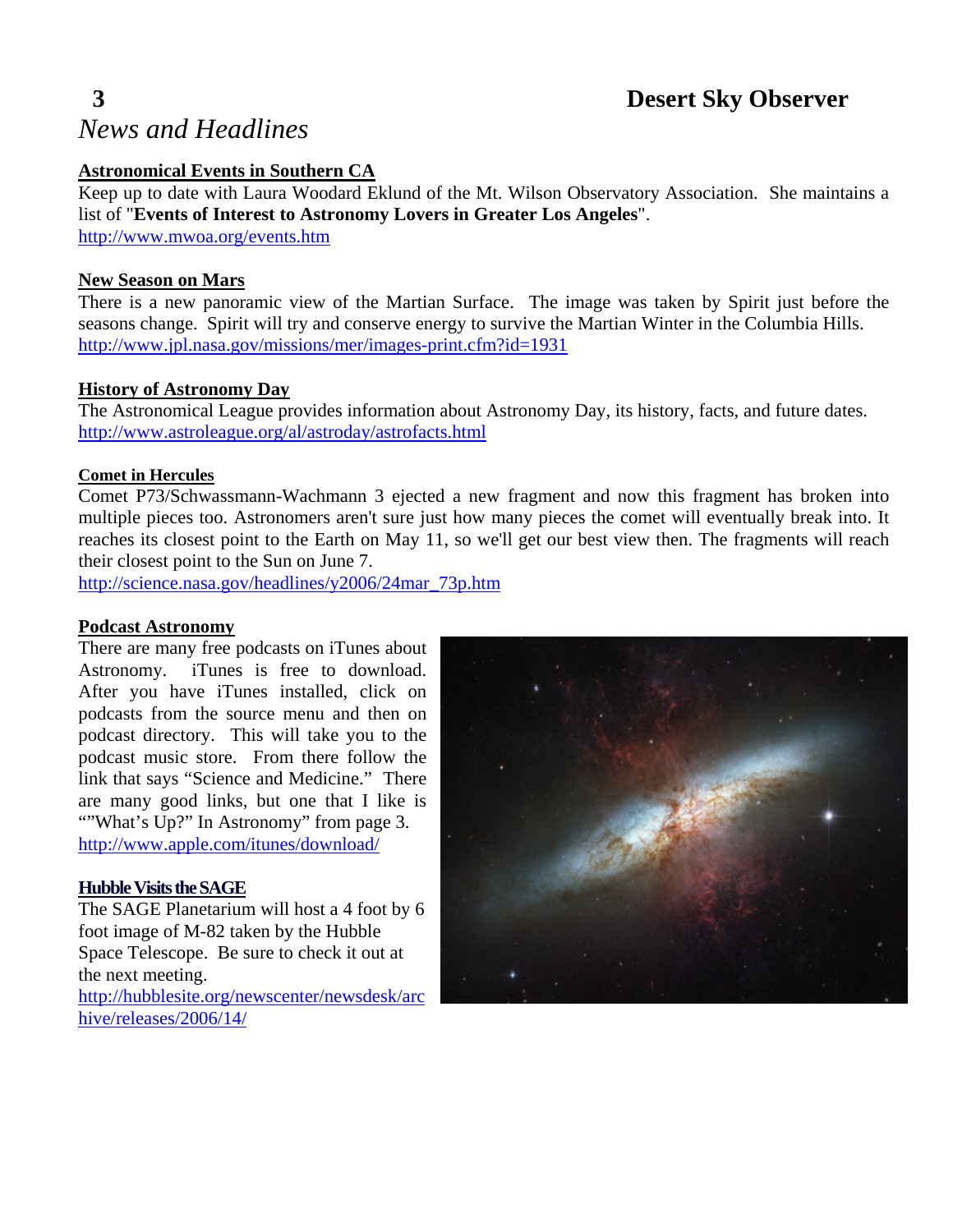## News and Headlines

**Astronomical Events in Southern CA**

Keep up to date with Laura Woodard Eklund of the Mt. Wilson Observatory Association. She maintains a list of "**Events of Interest to Astronomy Lovers in Greater Los Angeles**".
http://www.mwoa.org/events.htm

**New Season on Mars**

There is a new panoramic view of the Martian Surface. The image was taken by Spirit just before the seasons change. Spirit will try and conserve energy to survive the Martian Winter in the Columbia Hills.
http://www.jpl.nasa.gov/missions/mer/images-print.cfm?id=1931

**History of Astronomy Day**

The Astronomical League provides information about Astronomy Day, its history, facts, and future dates.
http://www.astroleague.org/al/astroday/astrofacts.html

**Comet in Hercules**

Comet P73/Schwassmann-Wachmann 3 ejected a new fragment and now this fragment has broken into multiple pieces too. Astronomers aren't sure just how many pieces the comet will eventually break into. It reaches its closest point to the Earth on May 11, so we'll get our best view then. The fragments will reach their closest point to the Sun on June 7.
http://science.nasa.gov/headlines/y2006/24mar_73p.htm

**Podcast Astronomy**

There are many free podcasts on iTunes about Astronomy. iTunes is free to download. After you have iTunes installed, click on podcasts from the source menu and then on podcast directory. This will take you to the podcast music store. From there follow the link that says "Science and Medicine." There are many good links, but one that I like is ""What's Up?" In Astronomy" from page 3.
http://www.apple.com/itunes/download/

**Hubble Visits the SAGE**

The SAGE Planetarium will host a 4 foot by 6 foot image of M-82 taken by the Hubble Space Telescope. Be sure to check it out at the next meeting.
http://hubblesite.org/newscenter/newsdesk/archive/releases/2006/14/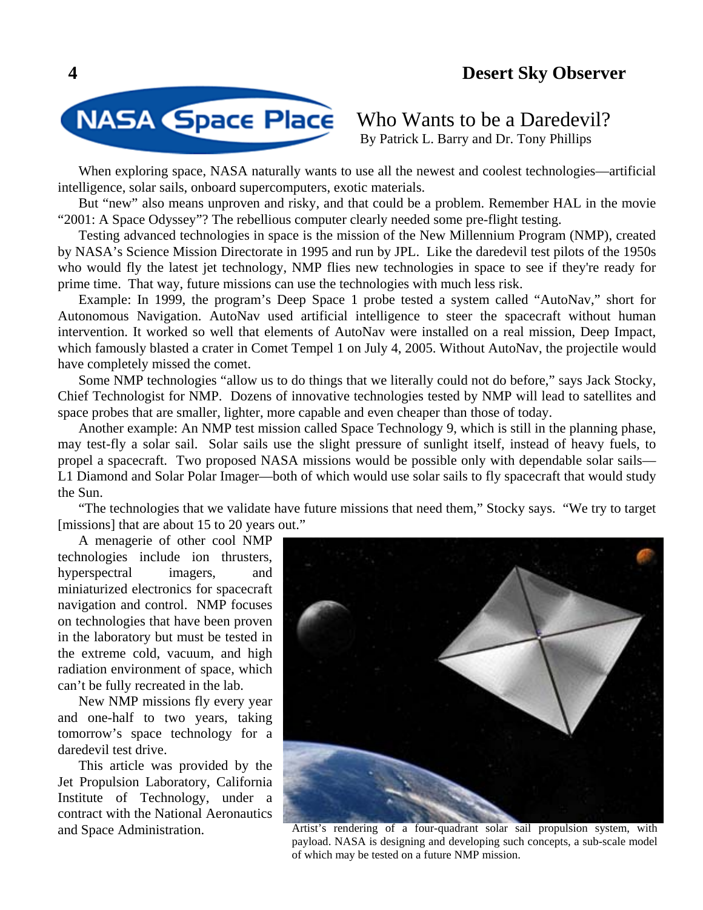NASA Space Place

# Who Wants to be a Daredevil?

By Patrick L. Barry and Dr. Tony Phillips

When exploring space, NASA naturally wants to use all the newest and coolest technologies—artificial intelligence, solar sails, onboard supercomputers, exotic materials.

But "new" also means unproven and risky, and that could be a problem. Remember HAL in the movie "2001: A Space Odyssey"? The rebellious computer clearly needed some pre-flight testing.

Testing advanced technologies in space is the mission of the New Millennium Program (NMP), created by NASA's Science Mission Directorate in 1995 and run by JPL. Like the daredevil test pilots of the 1950s who would fly the latest jet technology, NMP flies new technologies in space to see if they're ready for prime time. That way, future missions can use the technologies with much less risk.

Example: In 1999, the program's Deep Space 1 probe tested a system called "AutoNav," short for Autonomous Navigation. AutoNav used artificial intelligence to steer the spacecraft without human intervention. It worked so well that elements of AutoNav were installed on a real mission, Deep Impact, which famously blasted a crater in Comet Tempel 1 on July 4, 2005. Without AutoNav, the projectile would have completely missed the comet.

Some NMP technologies "allow us to do things that we literally could not do before," says Jack Stocky, Chief Technologist for NMP. Dozens of innovative technologies tested by NMP will lead to satellites and space probes that are smaller, lighter, more capable and even cheaper than those of today.

Another example: An NMP test mission called Space Technology 9, which is still in the planning phase, may test-fly a solar sail. Solar sails use the slight pressure of sunlight itself, instead of heavy fuels, to propel a spacecraft. Two proposed NASA missions would be possible only with dependable solar sails—L1 Diamond and Solar Polar Imager—both of which would use solar sails to fly spacecraft that would study the Sun.

"The technologies that we validate have future missions that need them," Stocky says. "We try to target [missions] that are about 15 to 20 years out."

A menagerie of other cool NMP technologies include ion thrusters, hyperspectral imagers, and miniaturized electronics for spacecraft navigation and control. NMP focuses on technologies that have been proven in the laboratory but must be tested in the extreme cold, vacuum, and high radiation environment of space, which can't be fully recreated in the lab.

New NMP missions fly every year and one-half to two years, taking tomorrow's space technology for a daredevil test drive.

This article was provided by the Jet Propulsion Laboratory, California Institute of Technology, under a contract with the National Aeronautics and Space Administration.

Artist's rendering of a four-quadrant solar sail propulsion system, with payload. NASA is designing and developing such concepts, a sub-scale model of which may be tested on a future NMP mission.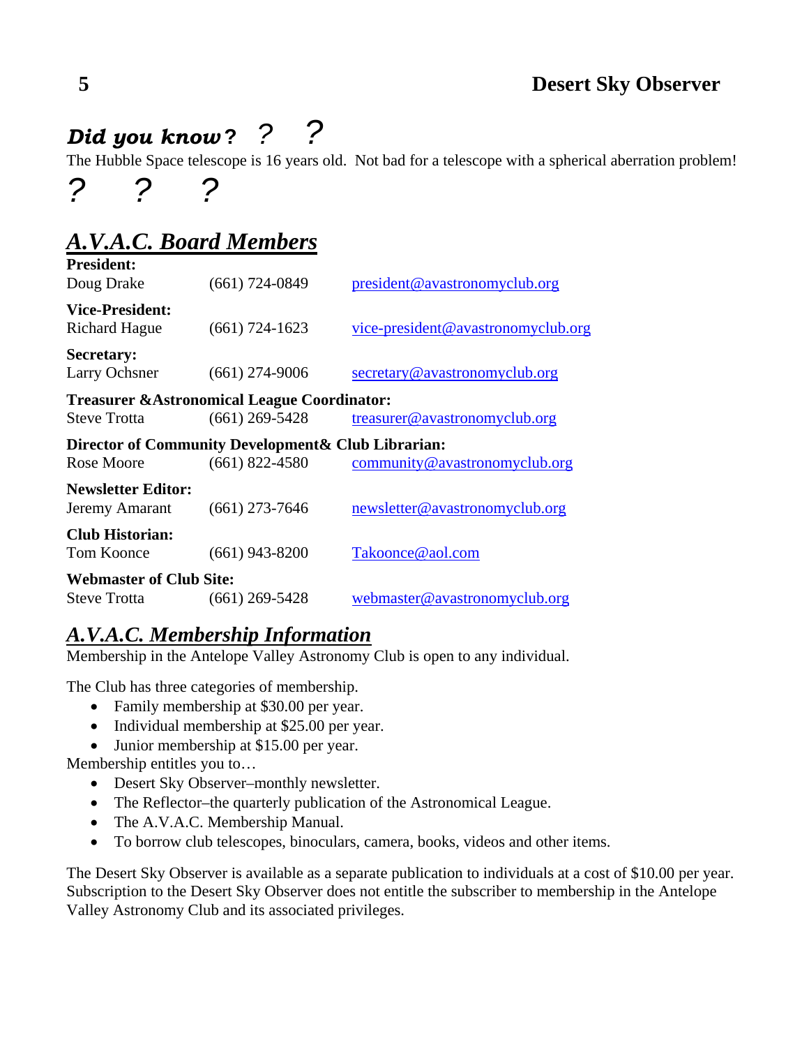## *Did you know? ? ?*

The Hubble Space telescope is 16 years old. Not bad for a telescope with a spherical aberration problem!

*? ? ?*

## *A.V.A.C. Board Members*

**President:**
Doug Drake (661) 724-0849 president@avastronomyclub.org

**Vice-President:**
Richard Hague (661) 724-1623 vice-president@avastronomyclub.org

**Secretary:**
Larry Ochsner (661) 274-9006 secretary@avastronomyclub.org

**Treasurer &Astronomical League Coordinator:**
Steve Trotta (661) 269-5428 treasurer@avastronomyclub.org

**Director of Community Development& Club Librarian:**
Rose Moore (661) 822-4580 community@avastronomyclub.org

**Newsletter Editor:**
Jeremy Amarant (661) 273-7646 newsletter@avastronomyclub.org

**Club Historian:**
Tom Koonce (661) 943-8200 Takoonce@aol.com

**Webmaster of Club Site:**
Steve Trotta (661) 269-5428 webmaster@avastronomyclub.org

## *A.V.A.C. Membership Information*

Membership in the Antelope Valley Astronomy Club is open to any individual.

The Club has three categories of membership.

- Family membership at $30.00 per year.
- Individual membership at $25.00 per year.
- Junior membership at $15.00 per year.

Membership entitles you to…

- Desert Sky Observer–monthly newsletter.
- The Reflector–the quarterly publication of the Astronomical League.
- The A.V.A.C. Membership Manual.
- To borrow club telescopes, binoculars, camera, books, videos and other items.

The Desert Sky Observer is available as a separate publication to individuals at a cost of $10.00 per year. Subscription to the Desert Sky Observer does not entitle the subscriber to membership in the Antelope Valley Astronomy Club and its associated privileges.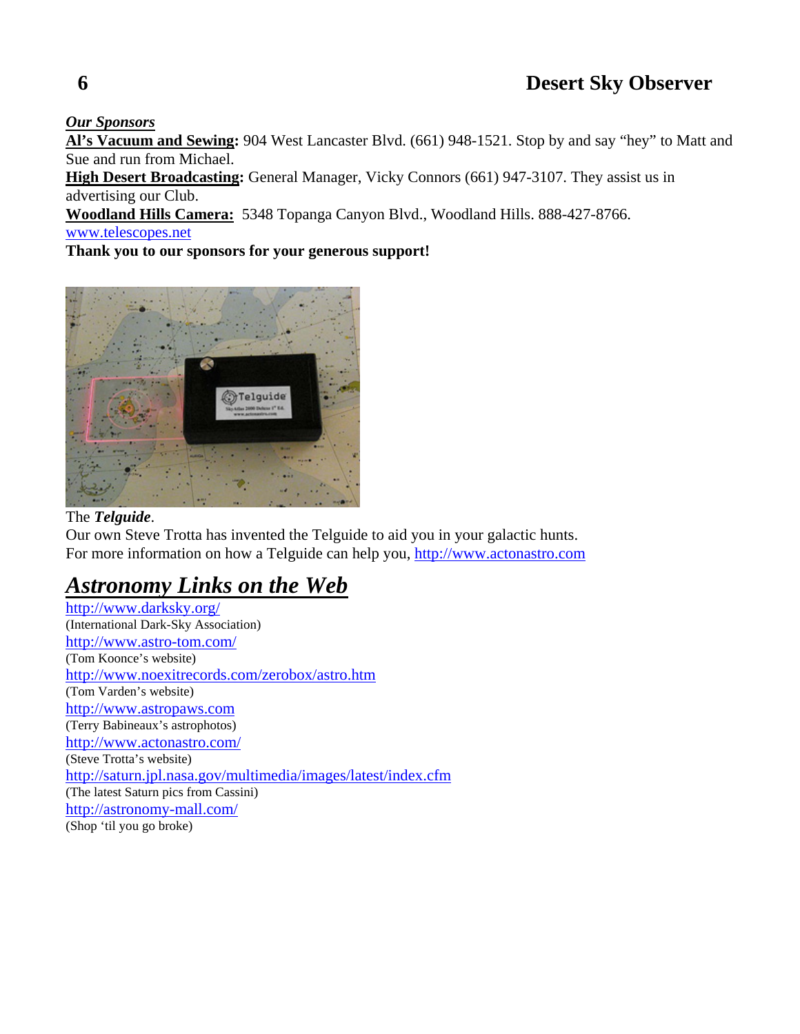***Our Sponsors***

**Al's Vacuum and Sewing:** 904 West Lancaster Blvd. (661) 948-1521. Stop by and say "hey" to Matt and Sue and run from Michael.

**High Desert Broadcasting:** General Manager, Vicky Connors (661) 947-3107. They assist us in advertising our Club.

**Woodland Hills Camera:** 5348 Topanga Canyon Blvd., Woodland Hills. 888-427-8766. www.telescopes.net

**Thank you to our sponsors for your generous support!**

The ***Telguide***.

Our own Steve Trotta has invented the Telguide to aid you in your galactic hunts. For more information on how a Telguide can help you, http://www.actonastro.com

## *Astronomy Links on the Web*

http://www.darksky.org/
(International Dark-Sky Association)

http://www.astro-tom.com/
(Tom Koonce's website)

http://www.noexitrecords.com/zerobox/astro.htm
(Tom Varden's website)

http://www.astropaws.com
(Terry Babineaux's astrophotos)

http://www.actonastro.com/
(Steve Trotta's website)

http://saturn.jpl.nasa.gov/multimedia/images/latest/index.cfm
(The latest Saturn pics from Cassini)

http://astronomy-mall.com/
(Shop 'til you go broke)